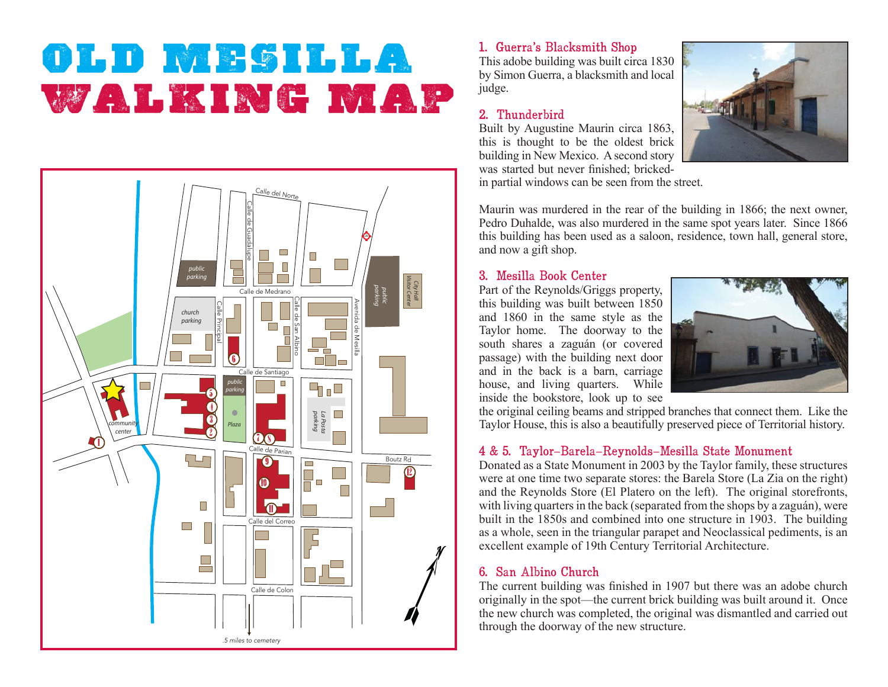# OLD MESILLA WALKING MAP

## 1. Guerra's Blacksmith Shop

This adobe building was built circa 1830 by Simon Guerra, a blacksmith and local judge.

## 2. Thunderbird

Built by Augustine Maurin circa 1863, this is thought to be the oldest brick building in New Mexico. A second story was started but never finished; bricked-in partial windows can be seen from the street.

Maurin was murdered in the rear of the building in 1866; the next owner, Pedro Duhalde, was also murdered in the same spot years later. Since 1866 this building has been used as a saloon, residence, town hall, general store, and now a gift shop.

## 3. Mesilla Book Center

Part of the Reynolds/Griggs property, this building was built between 1850 and 1860 in the same style as the Taylor home. The doorway to the south shares a zaguán (or covered passage) with the building next door and in the back is a barn, carriage house, and living quarters. While inside the bookstore, look up to see the original ceiling beams and stripped branches that connect them. Like the Taylor House, this is also a beautifully preserved piece of Territorial history.

## 4 & 5. Taylor–Barela–Reynolds–Mesilla State Monument

Donated as a State Monument in 2003 by the Taylor family, these structures were at one time two separate stores: the Barela Store (La Zia on the right) and the Reynolds Store (El Platero on the left). The original storefronts, with living quarters in the back (separated from the shops by a zaguán), were built in the 1850s and combined into one structure in 1903. The building as a whole, seen in the triangular parapet and Neoclassical pediments, is an excellent example of 19th Century Territorial Architecture.

## 6. San Albino Church

The current building was finished in 1907 but there was an adobe church originally in the spot—the current brick building was built around it. Once the new church was completed, the original was dismantled and carried out through the doorway of the new structure.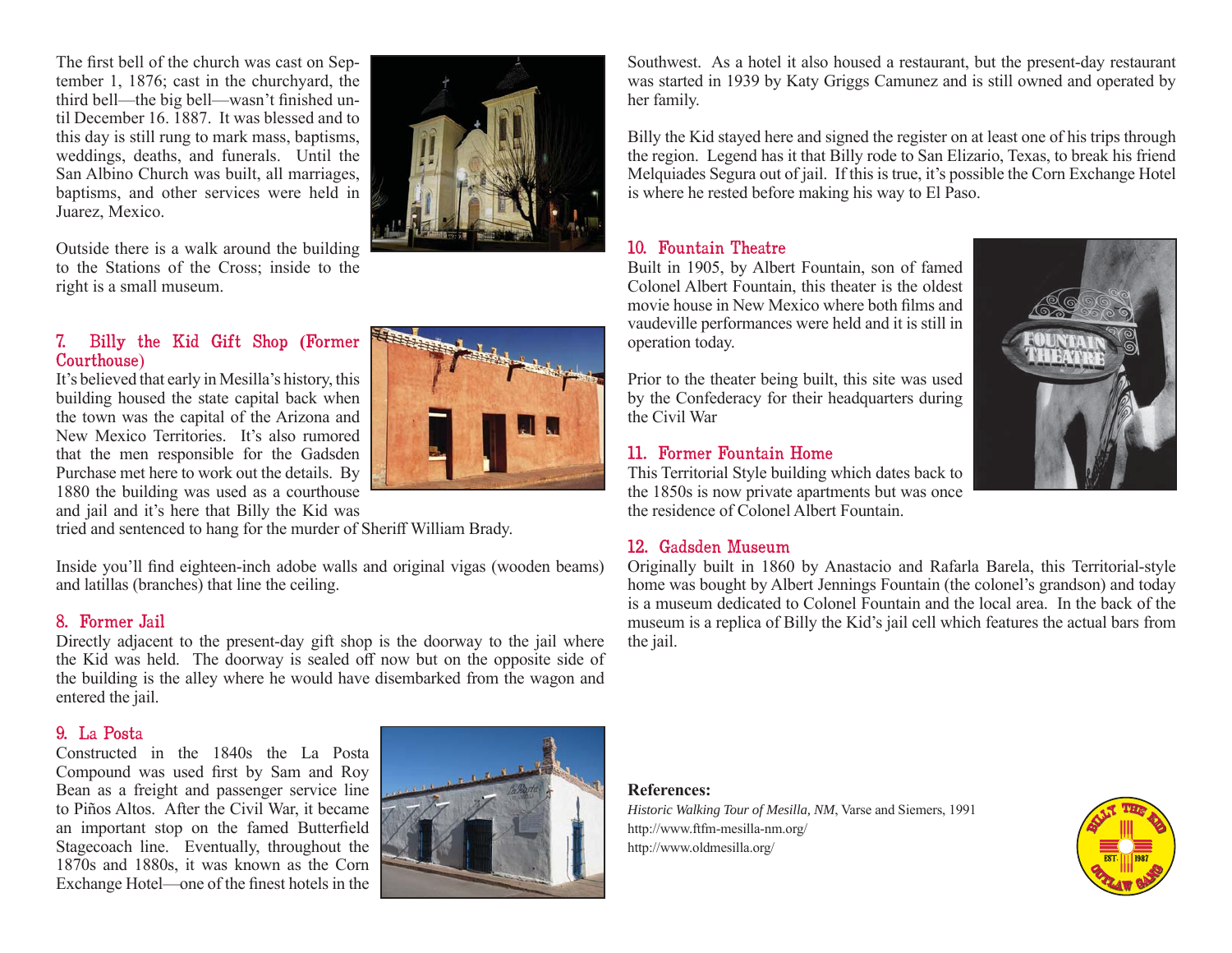The first bell of the church was cast on September 1, 1876; cast in the churchyard, the third bell—the big bell—wasn't finished until December 16. 1887. It was blessed and to this day is still rung to mark mass, baptisms, weddings, deaths, and funerals. Until the San Albino Church was built, all marriages, baptisms, and other services were held in Juarez, Mexico.

Outside there is a walk around the building to the Stations of the Cross; inside to the right is a small museum.

## 7. Billy the Kid Gift Shop (Former Courthouse)

It's believed that early in Mesilla's history, this building housed the state capital back when the town was the capital of the Arizona and New Mexico Territories. It's also rumored that the men responsible for the Gadsden Purchase met here to work out the details. By 1880 the building was used as a courthouse and jail and it's here that Billy the Kid was tried and sentenced to hang for the murder of Sheriff William Brady.

Inside you'll find eighteen-inch adobe walls and original vigas (wooden beams) and latillas (branches) that line the ceiling.

## 8. Former Jail

Directly adjacent to the present-day gift shop is the doorway to the jail where the Kid was held. The doorway is sealed off now but on the opposite side of the building is the alley where he would have disembarked from the wagon and entered the jail.

## 9. La Posta

Constructed in the 1840s the La Posta Compound was used first by Sam and Roy Bean as a freight and passenger service line to Piños Altos. After the Civil War, it became an important stop on the famed Butterfield Stagecoach line. Eventually, throughout the 1870s and 1880s, it was known as the Corn Exchange Hotel—one of the finest hotels in the Southwest. As a hotel it also housed a restaurant, but the present-day restaurant was started in 1939 by Katy Griggs Camunez and is still owned and operated by her family.

Billy the Kid stayed here and signed the register on at least one of his trips through the region. Legend has it that Billy rode to San Elizario, Texas, to break his friend Melquiades Segura out of jail. If this is true, it's possible the Corn Exchange Hotel is where he rested before making his way to El Paso.

## 10. Fountain Theatre

Built in 1905, by Albert Fountain, son of famed Colonel Albert Fountain, this theater is the oldest movie house in New Mexico where both films and vaudeville performances were held and it is still in operation today.

Prior to the theater being built, this site was used by the Confederacy for their headquarters during the Civil War

## 11. Former Fountain Home

This Territorial Style building which dates back to the 1850s is now private apartments but was once the residence of Colonel Albert Fountain.

## 12. Gadsden Museum

Originally built in 1860 by Anastacio and Rafarla Barela, this Territorial-style home was bought by Albert Jennings Fountain (the colonel's grandson) and today is a museum dedicated to Colonel Fountain and the local area. In the back of the museum is a replica of Billy the Kid's jail cell which features the actual bars from the jail.

**References:**

*Historic Walking Tour of Mesilla, NM*, Varse and Siemers, 1991
http://www.ftfm-mesilla-nm.org/
http://www.oldmesilla.org/